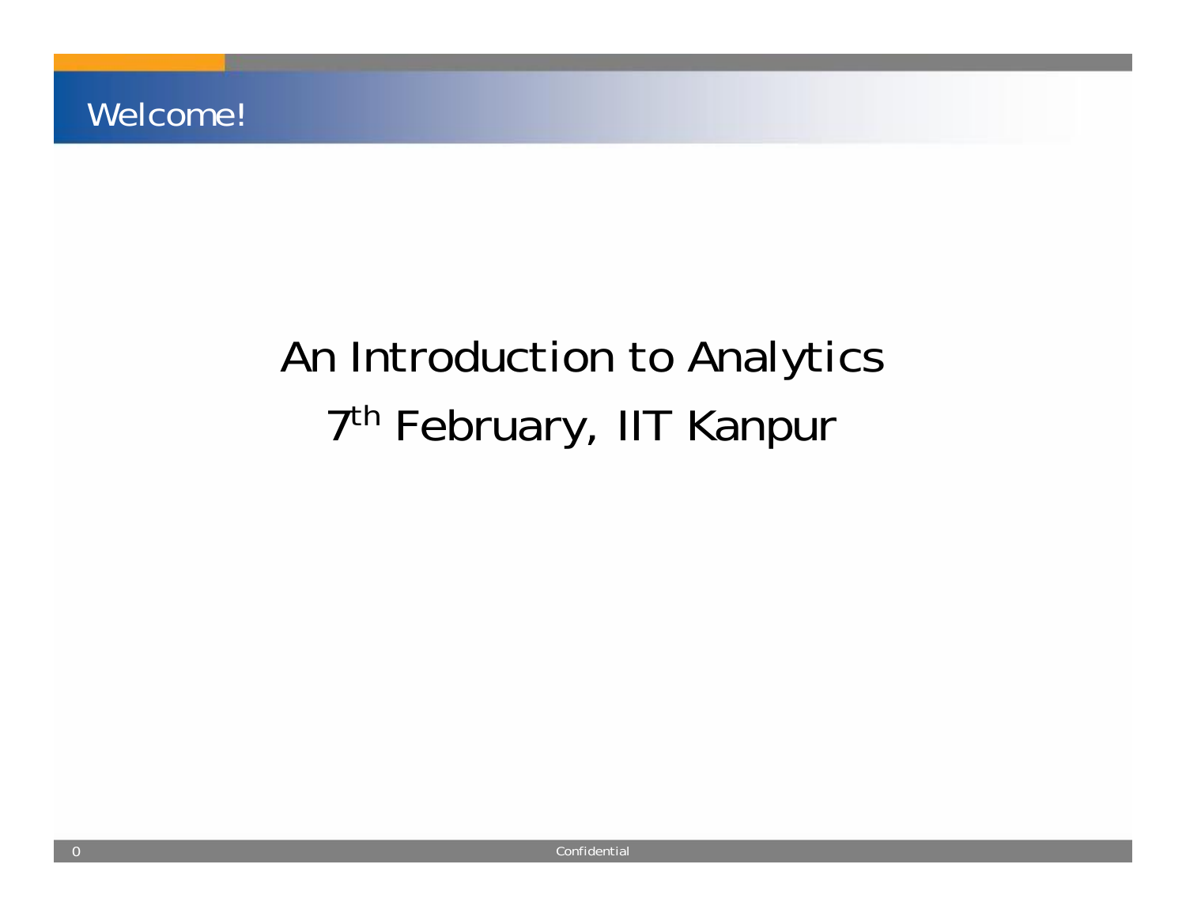# Welcome!

## An Introduction to Analytics

## 7th February, IIT Kanpur

Confidential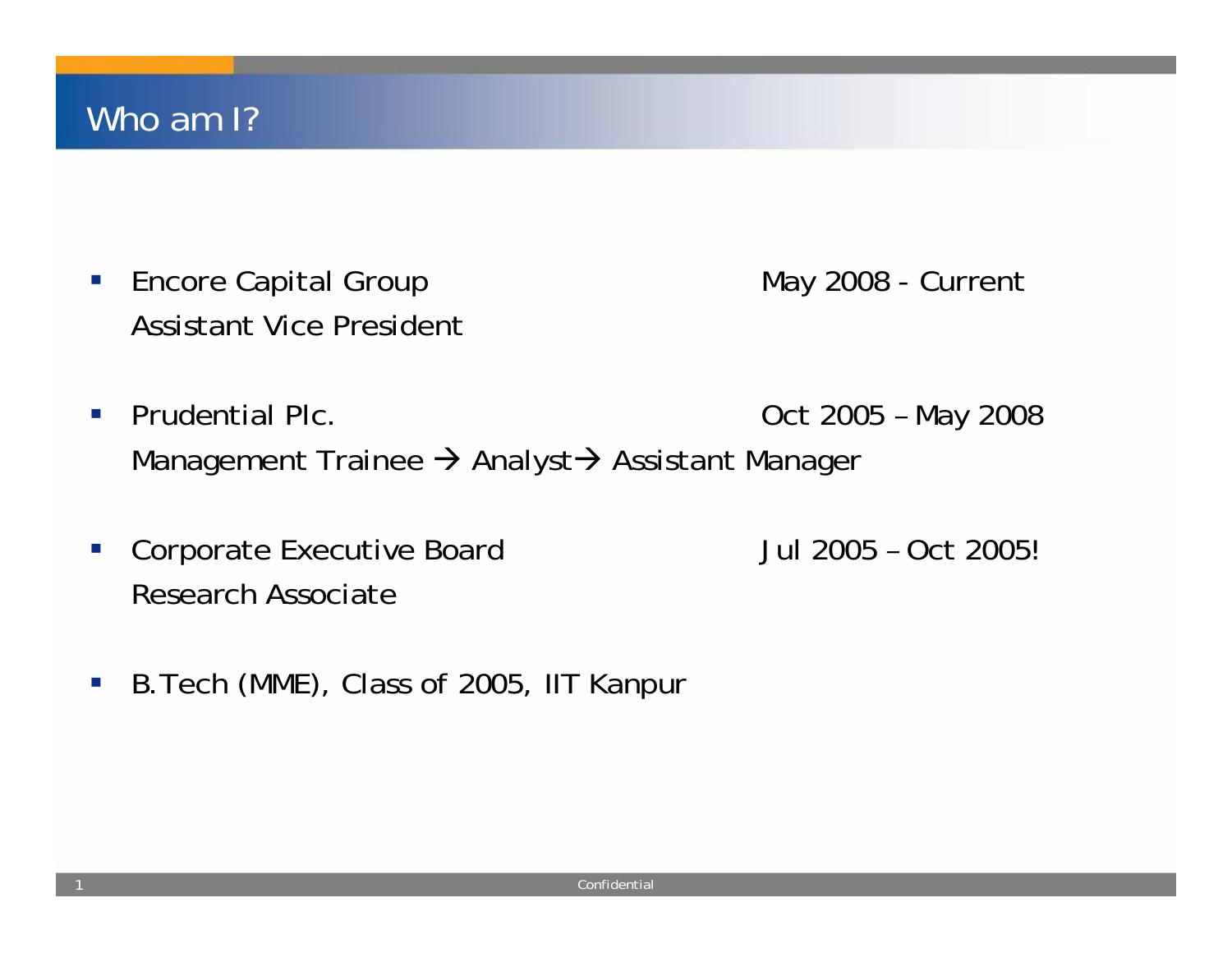# Who am I?

- Encore Capital Group — May 2008 - Current
  Assistant Vice President

- Prudential Plc. — Oct 2005 – May 2008
  Management Trainee → Analyst → Assistant Manager

- Corporate Executive Board — Jul 2005 – Oct 2005!
  Research Associate

- B.Tech (MME), Class of 2005, IIT Kanpur

Confidential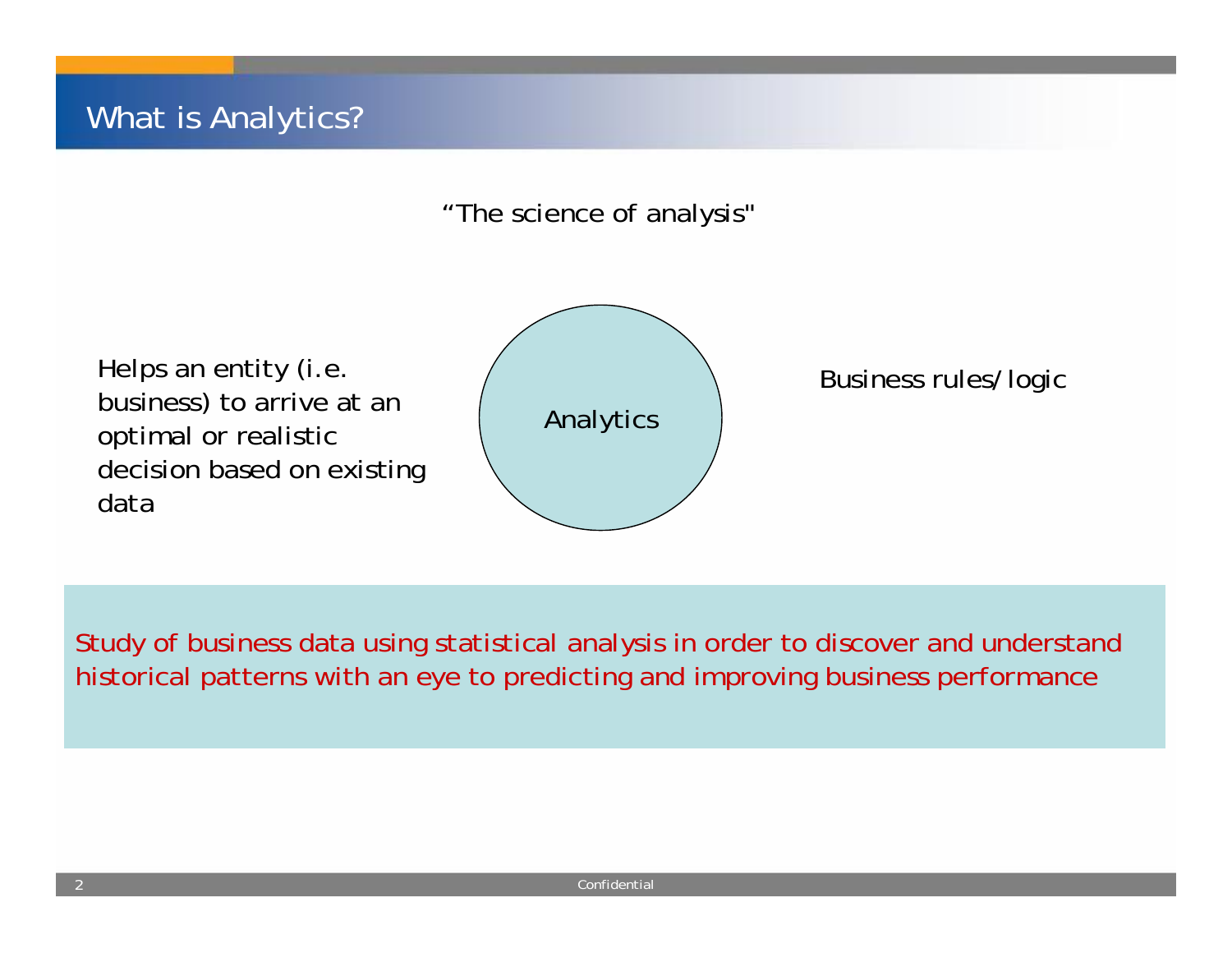# What is Analytics?

"The science of analysis"

Helps an entity (i.e. business) to arrive at an optimal or realistic decision based on existing data

Analytics

Business rules/logic

Study of business data using statistical analysis in order to discover and understand historical patterns with an eye to predicting and improving business performance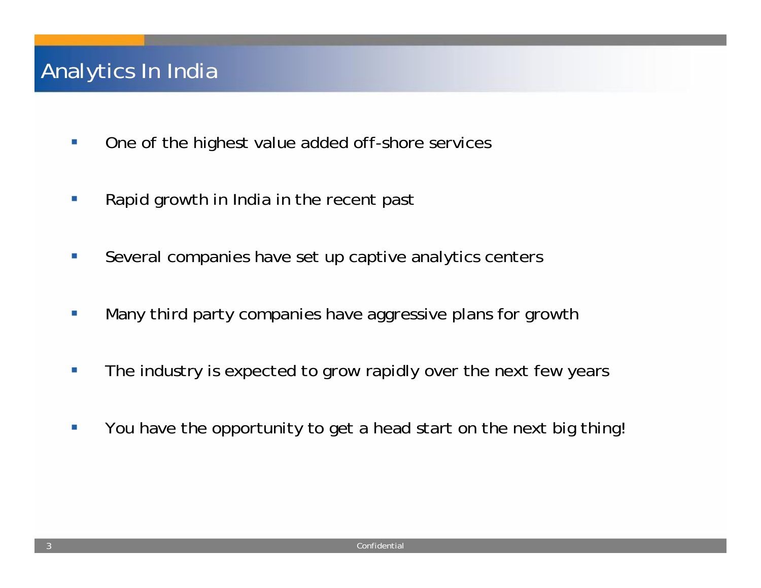# Analytics In India

- One of the highest value added off-shore services
- Rapid growth in India in the recent past
- Several companies have set up captive analytics centers
- Many third party companies have aggressive plans for growth
- The industry is expected to grow rapidly over the next few years
- You have the opportunity to get a head start on the next big thing!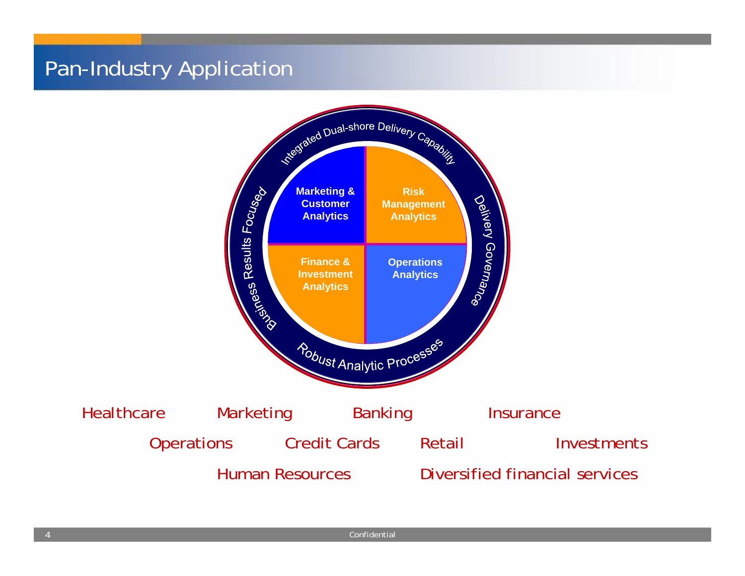# Pan-Industry Application

Integrated Dual-shore Delivery Capability

Delivery Governance

Robust Analytic Processes

Business Results Focused

- Marketing & Customer Analytics
- Risk Management Analytics
- Finance & Investment Analytics
- Operations Analytics

Healthcare Marketing Banking Insurance

Operations Credit Cards Retail Investments

Human Resources Diversified financial services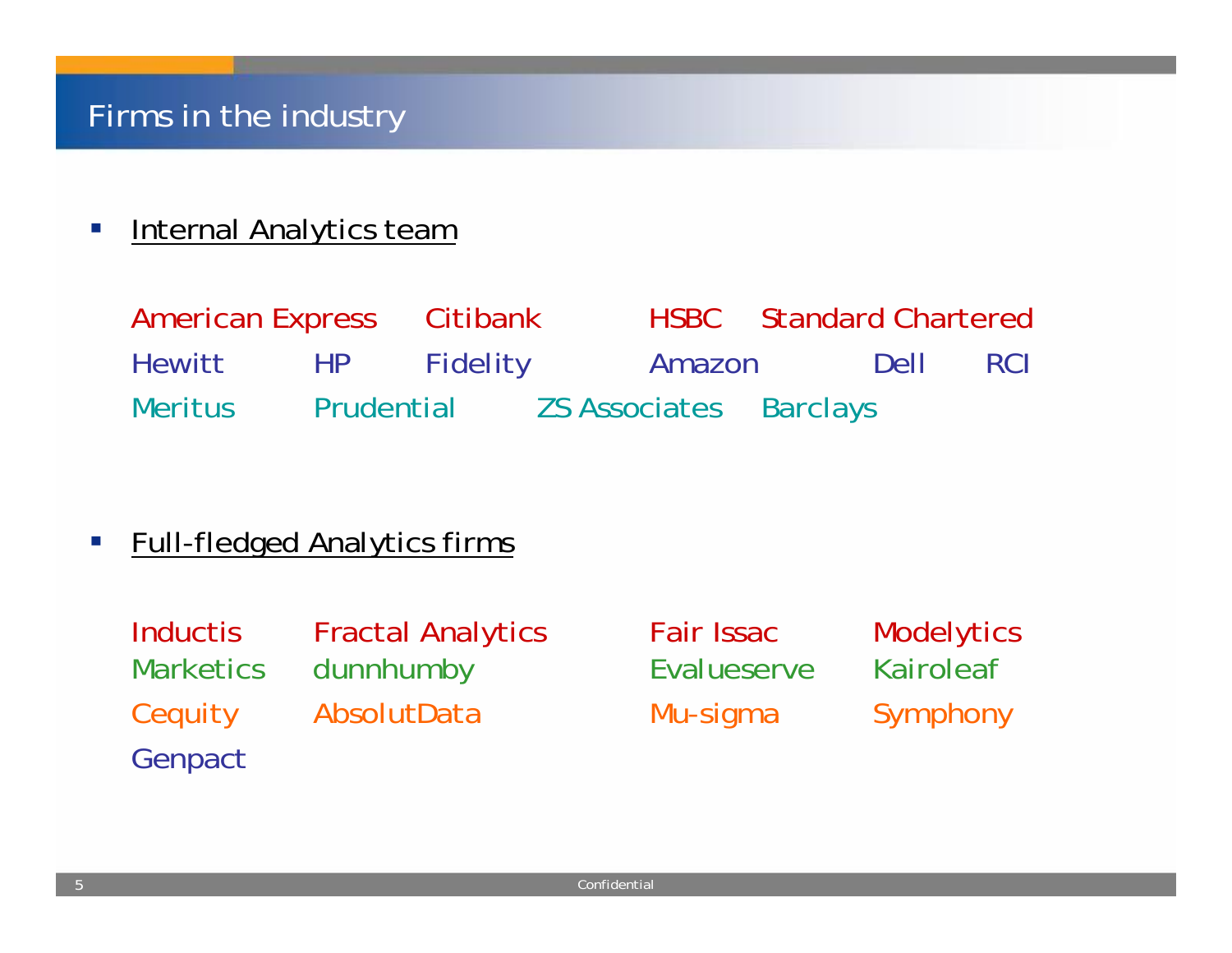# Firms in the industry

- Internal Analytics team

American Express Citibank HSBC Standard Chartered
Hewitt HP Fidelity Amazon Dell RCI
Meritus Prudential ZS Associates Barclays

- Full-fledged Analytics firms

Inductis Fractal Analytics Fair Issac Modelytics
Marketics dunnhumby Evalueserve Kairoleaf
Cequity AbsolutData Mu-sigma Symphony
Genpact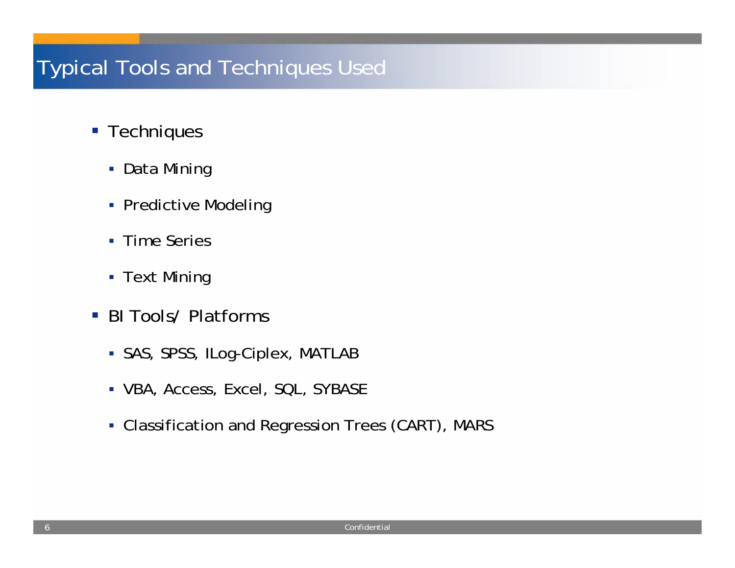# Typical Tools and Techniques Used

- Techniques
  - Data Mining
  - Predictive Modeling
  - Time Series
  - Text Mining
- BI Tools/ Platforms
  - SAS, SPSS, ILog-Ciplex, MATLAB
  - VBA, Access, Excel, SQL, SYBASE
  - Classification and Regression Trees (CART), MARS

Confidential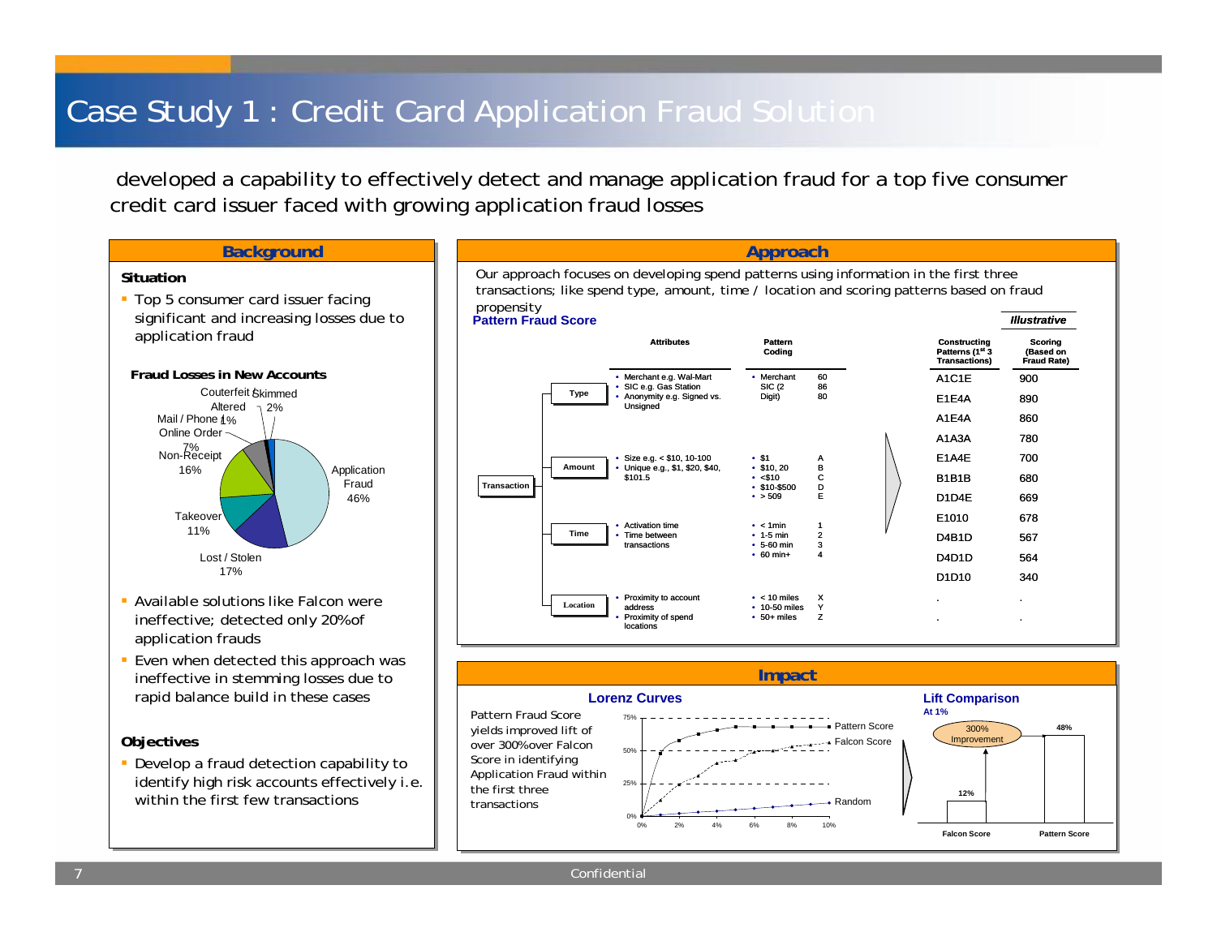# Case Study 1 : Credit Card Application Fraud Solution

developed a capability to effectively detect and manage application fraud for a top five consumer credit card issuer faced with growing application fraud losses

## Background

**Situation**

- Top 5 consumer card issuer facing significant and increasing losses due to application fraud

**Fraud Losses in New Accounts**

| Category | Share |
|---|---|
| Application Fraud | 46% |
| Lost / Stolen | 17% |
| Takeover | 11% |
| Non-Receipt | 16% |
| Mail / Phone / Online Order | 7% |
| Altered | 1% |
| Couterfeit / Skimmed | 2% |

- Available solutions like Falcon were ineffective; detected only 20% of application frauds
- Even when detected this approach was ineffective in stemming losses due to rapid balance build in these cases

**Objectives**

- Develop a fraud detection capability to identify high risk accounts effectively i.e. within the first few transactions

## Approach

Our approach focuses on developing spend patterns using information in the first three transactions; like spend type, amount, time / location and scoring patterns based on fraud propensity

**Pattern Fraud Score**

*Illustrative*

| Transaction | Attributes | Pattern Coding | |
|---|---|---|---|
| Type | Merchant e.g. Wal-Mart; SIC e.g. Gas Station; Anonymity e.g. Signed vs. Unsigned | Merchant; SIC (2 Digit) | 60; 86; 80 |
| Amount | Size e.g. < $10, 10-100; Unique e.g., $1, $20, $40, $101.5 | $1; $10, 20; <$10; $10-$500; > 509 | A; B; C; D; E |
| Time | Activation time; Time between transactions | < 1min; 1-5 min; 5-60 min; 60 min+ | 1; 2; 3; 4 |
| Location | Proximity to account address; Proximity of spend locations | < 10 miles; 10-50 miles; 50+ miles | X; Y; Z |

| Constructing Patterns (1st 3 Transactions) | Scoring (Based on Fraud Rate) |
|---|---|
| A1C1E | 900 |
| E1E4A | 890 |
| A1E4A | 860 |
| A1A3A | 780 |
| E1A4E | 700 |
| B1B1B | 680 |
| D1D4E | 669 |
| E1010 | 678 |
| D4B1D | 567 |
| D4D1D | 564 |
| D1D10 | 340 |
| . | . |
| . | . |

## Impact

**Lorenz Curves**

Pattern Fraud Score yields improved lift of over 300% over Falcon Score in identifying Application Fraud within the first three transactions

(Chart series: Pattern Score, Falcon Score, Random; x-axis 0%–10%, y-axis 0%–75%)

**Lift Comparison**

At 1%

| | Falcon Score | Pattern Score |
|---|---|---|
| Lift | 12% | 48% |

300% Improvement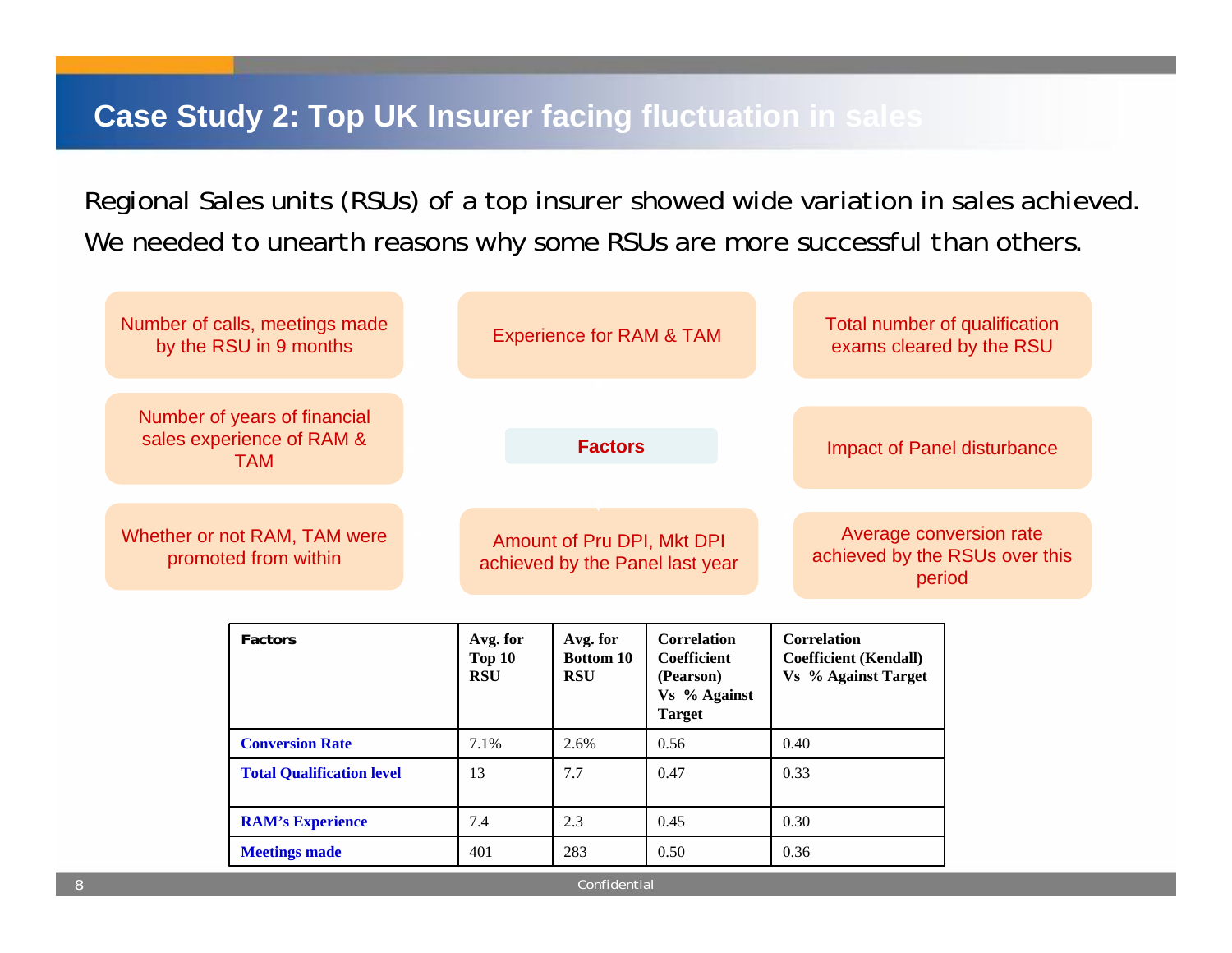# Case Study 2: Top UK Insurer facing fluctuation in sales

Regional Sales units (RSUs) of a top insurer showed wide variation in sales achieved. We needed to unearth reasons why some RSUs are more successful than others.

**Factors**

- Number of calls, meetings made by the RSU in 9 months
- Experience for RAM & TAM
- Total number of qualification exams cleared by the RSU
- Number of years of financial sales experience of RAM & TAM
- Impact of Panel disturbance
- Whether or not RAM, TAM were promoted from within
- Amount of Pru DPI, Mkt DPI achieved by the Panel last year
- Average conversion rate achieved by the RSUs over this period

| Factors | Avg. for Top 10 RSU | Avg. for Bottom 10 RSU | Correlation Coefficient (Pearson) Vs % Against Target | Correlation Coefficient (Kendall) Vs % Against Target |
|---|---|---|---|---|
| Conversion Rate | 7.1% | 2.6% | 0.56 | 0.40 |
| Total Qualification level | 13 | 7.7 | 0.47 | 0.33 |
| RAM's Experience | 7.4 | 2.3 | 0.45 | 0.30 |
| Meetings made | 401 | 283 | 0.50 | 0.36 |

Confidential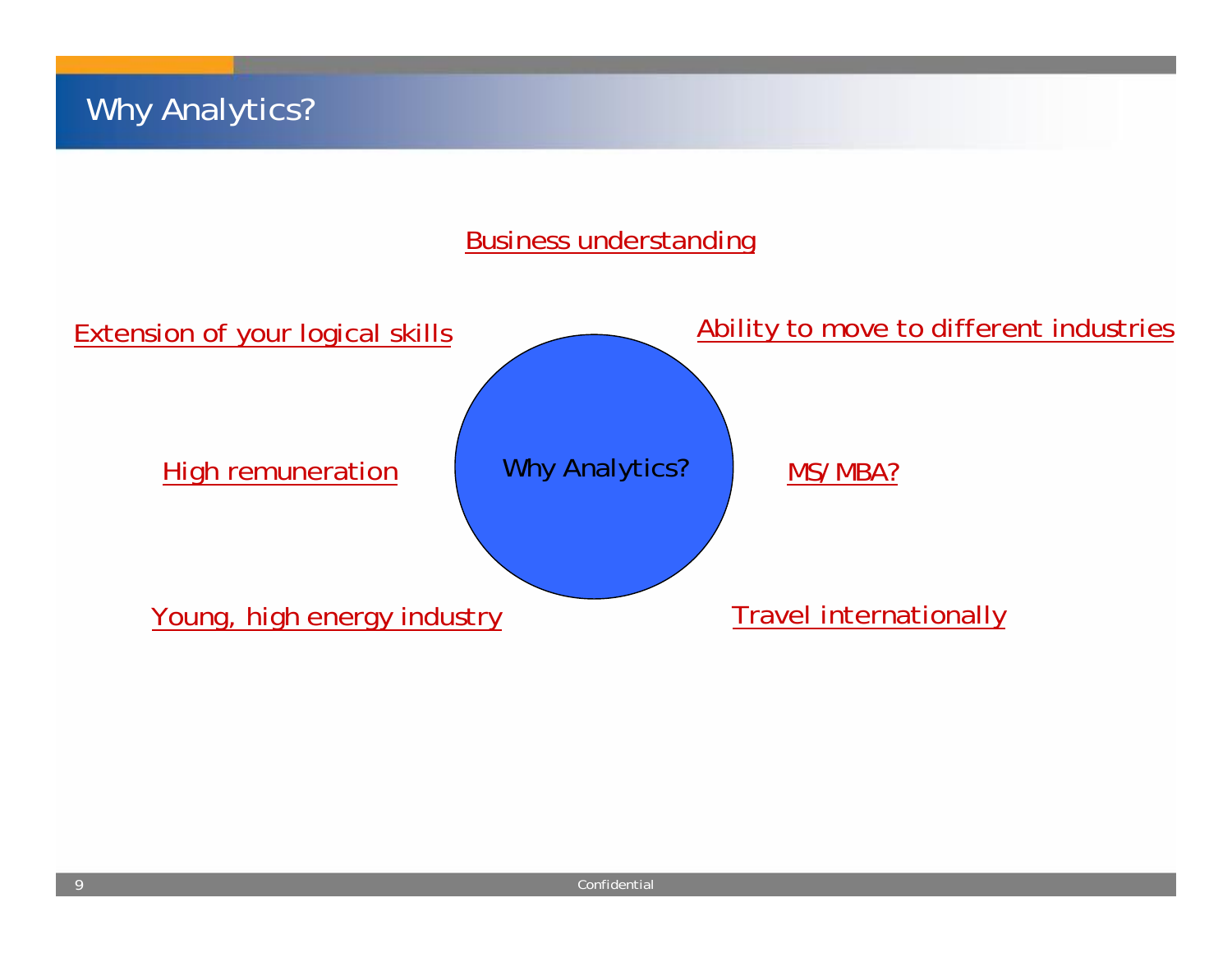# Why Analytics?

Business understanding

Extension of your logical skills

Ability to move to different industries

Why Analytics?

High remuneration

MS/MBA?

Young, high energy industry

Travel internationally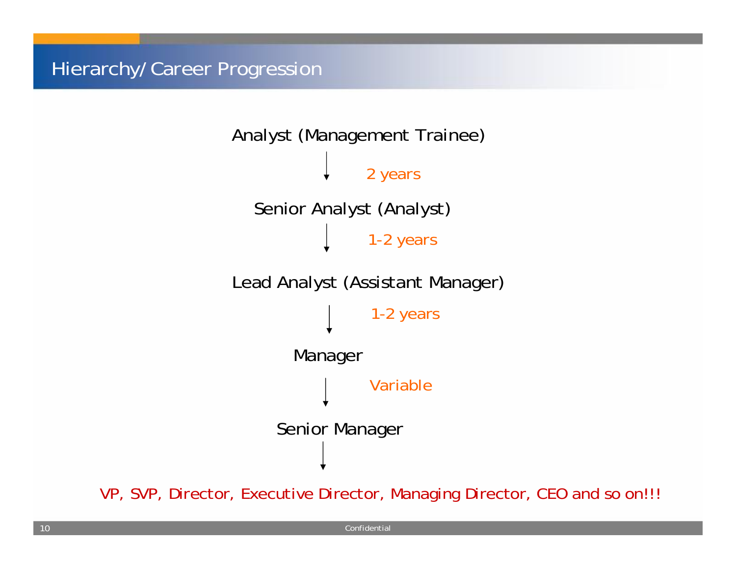# Hierarchy/ Career Progression

Analyst (Management Trainee)

↓ 2 years

Senior Analyst (Analyst)

↓ 1-2 years

Lead Analyst (Assistant Manager)

↓ 1-2 years

Manager

↓ Variable

Senior Manager

↓

VP, SVP, Director, Executive Director, Managing Director, CEO and so on!!!

Confidential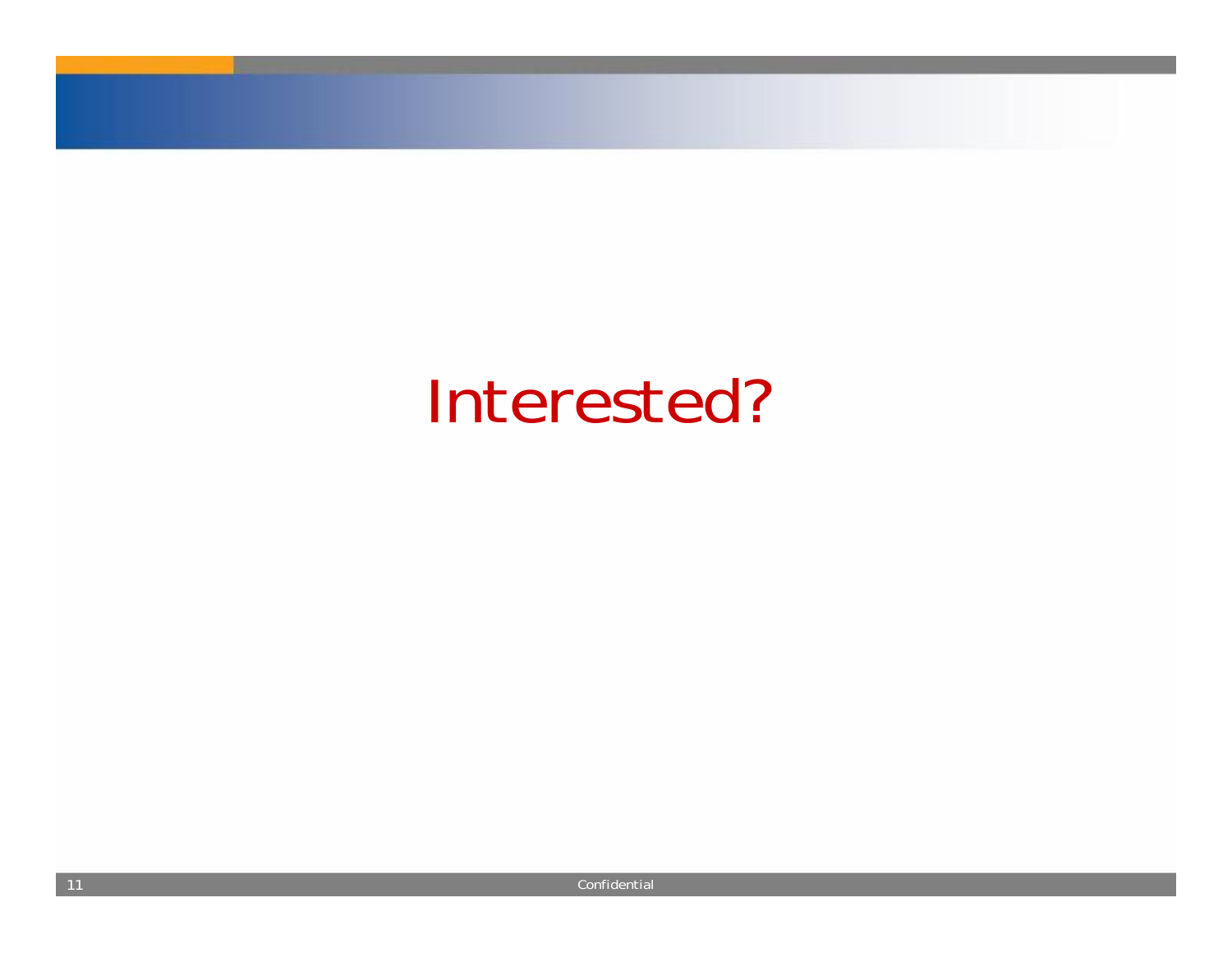# Interested?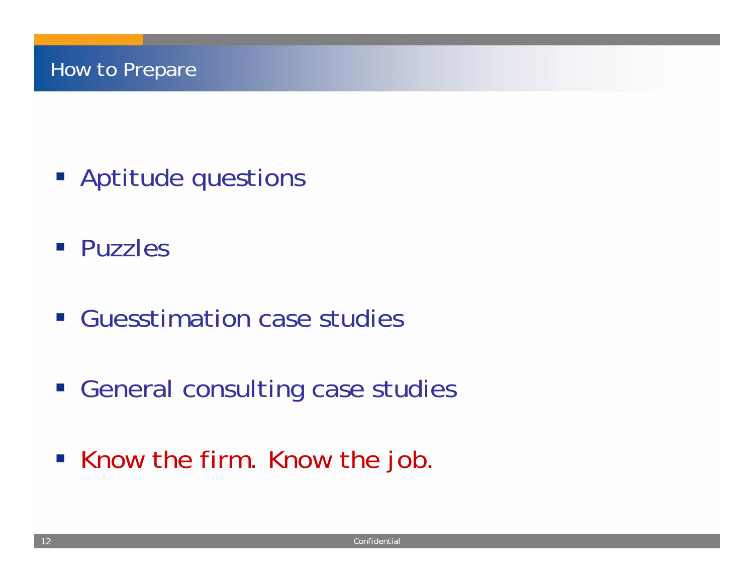## How to Prepare

- Aptitude questions
- Puzzles
- Guesstimation case studies
- General consulting case studies
- Know the firm. Know the job.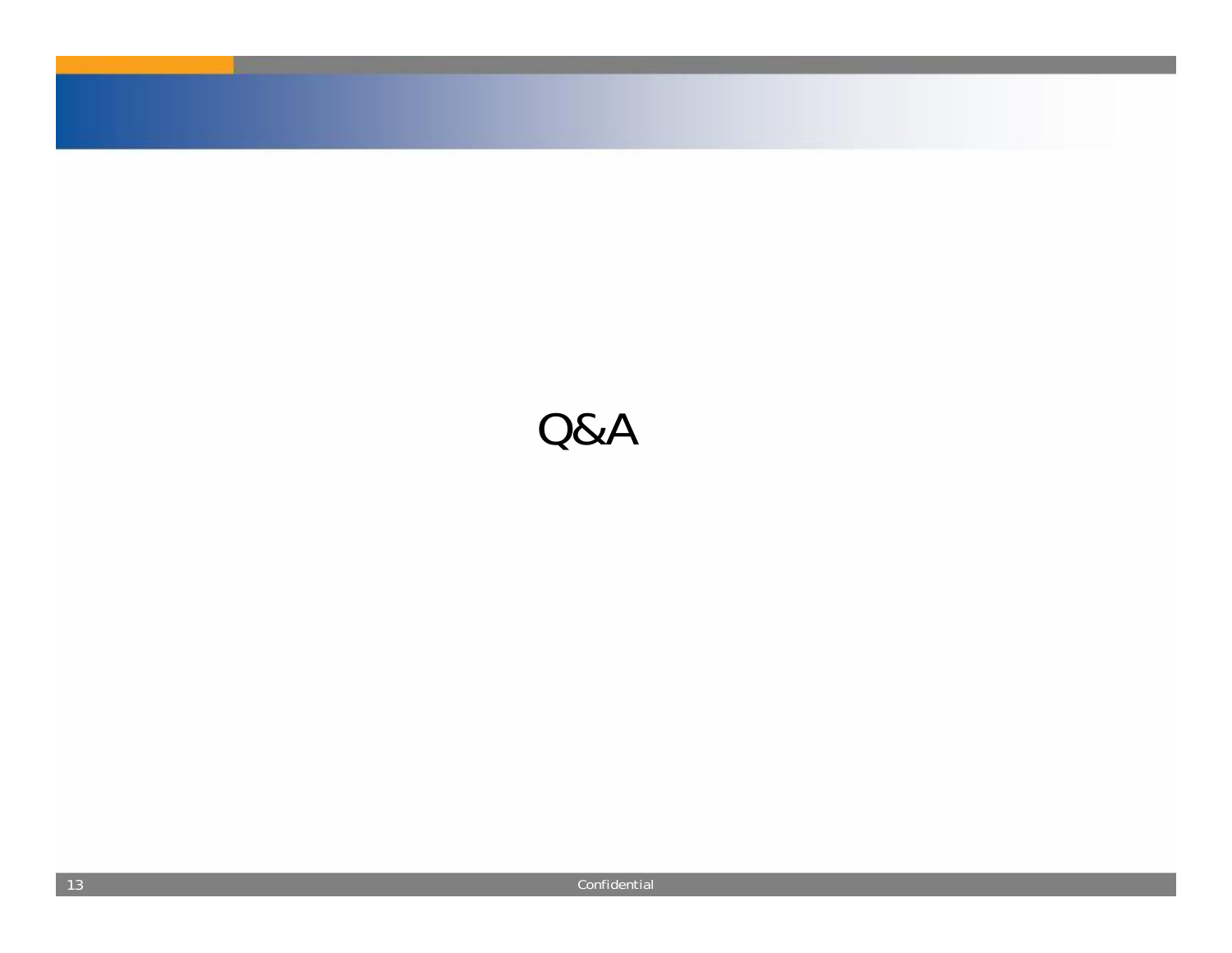Q&A